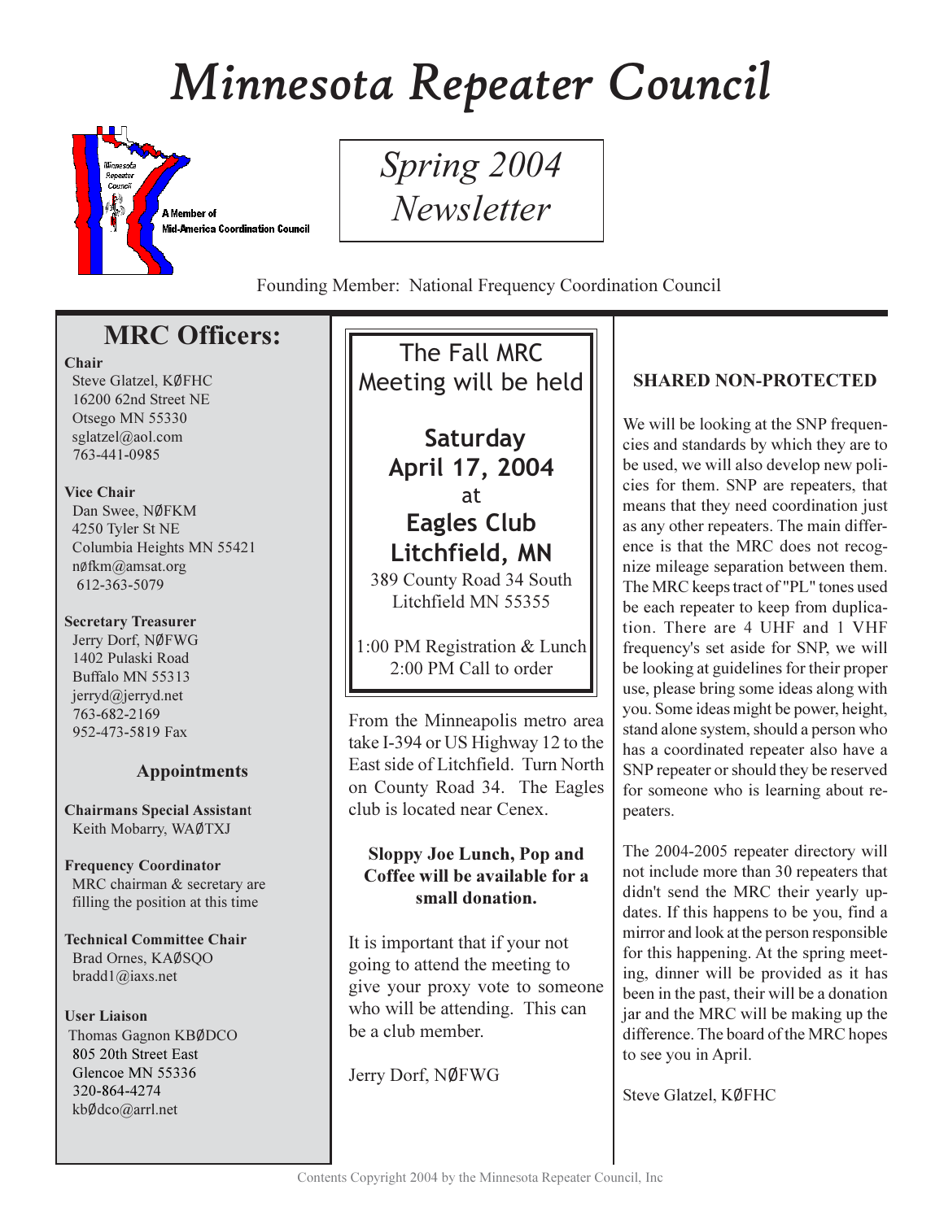# Minnesota Repeater Council

A Member of Mid-America Coordination Council

*Spring 2004 Newsletter*

Founding Member: National Frequency Coordination Council

## MRC Officers:

**Chair**
Steve Glatzel, KØFHC
16200 62nd Street NE
Otsego MN 55330
sglatzel@aol.com
763-441-0985

**Vice Chair**
Dan Swee, NØFKM
4250 Tyler St NE
Columbia Heights MN 55421
nøfkm@amsat.org
612-363-5079

**Secretary Treasurer**
Jerry Dorf, NØFWG
1402 Pulaski Road
Buffalo MN 55313
jerryd@jerryd.net
763-682-2169
952-473-5819 Fax

### Appointments

**Chairmans Special Assistant**
Keith Mobarry, WAØTXJ

**Frequency Coordinator**
MRC chairman & secretary are filling the position at this time

**Technical Committee Chair**
Brad Ornes, KAØSQO
bradd1@iaxs.net

**User Liaison**
Thomas Gagnon KBØDCO
805 20th Street East
Glencoe MN 55336
320-864-4274
kbØdco@arrl.net

---

The Fall MRC Meeting will be held

**Saturday April 17, 2004**
at
**Eagles Club Litchfield, MN**
389 County Road 34 South
Litchfield MN 55355

1:00 PM Registration & Lunch
2:00 PM Call to order

From the Minneapolis metro area take I-394 or US Highway 12 to the East side of Litchfield. Turn North on County Road 34. The Eagles club is located near Cenex.

**Sloppy Joe Lunch, Pop and Coffee will be available for a small donation.**

It is important that if your not going to attend the meeting to give your proxy vote to someone who will be attending. This can be a club member.

Jerry Dorf, NØFWG

---

### SHARED NON-PROTECTED

We will be looking at the SNP frequencies and standards by which they are to be used, we will also develop new policies for them. SNP are repeaters, that means that they need coordination just as any other repeaters. The main difference is that the MRC does not recognize mileage separation between them. The MRC keeps tract of "PL" tones used be each repeater to keep from duplication. There are 4 UHF and 1 VHF frequency's set aside for SNP, we will be looking at guidelines for their proper use, please bring some ideas along with you. Some ideas might be power, height, stand alone system, should a person who has a coordinated repeater also have a SNP repeater or should they be reserved for someone who is learning about repeaters.

The 2004-2005 repeater directory will not include more than 30 repeaters that didn't send the MRC their yearly updates. If this happens to be you, find a mirror and look at the person responsible for this happening. At the spring meeting, dinner will be provided as it has been in the past, their will be a donation jar and the MRC will be making up the difference. The board of the MRC hopes to see you in April.

Steve Glatzel, KØFHC

Contents Copyright 2004 by the Minnesota Repeater Council, Inc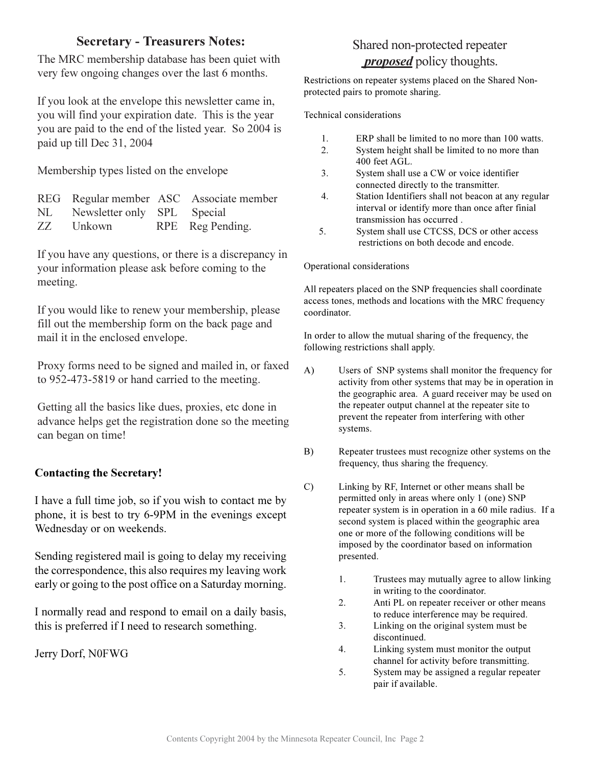## Secretary - Treasurers Notes:

The MRC membership database has been quiet with very few ongoing changes over the last 6 months.

If you look at the envelope this newsletter came in, you will find your expiration date. This is the year you are paid to the end of the listed year. So 2004 is paid up till Dec 31, 2004

Membership types listed on the envelope

| | | | |
|---|---|---|---|
| REG | Regular member | ASC | Associate member |
| NL | Newsletter only | SPL | Special |
| ZZ | Unkown | RPE | Reg Pending. |

If you have any questions, or there is a discrepancy in your information please ask before coming to the meeting.

If you would like to renew your membership, please fill out the membership form on the back page and mail it in the enclosed envelope.

Proxy forms need to be signed and mailed in, or faxed to 952-473-5819 or hand carried to the meeting.

Getting all the basics like dues, proxies, etc done in advance helps get the registration done so the meeting can began on time!

**Contacting the Secretary!**

I have a full time job, so if you wish to contact me by phone, it is best to try 6-9PM in the evenings except Wednesday or on weekends.

Sending registered mail is going to delay my receiving the correspondence, this also requires my leaving work early or going to the post office on a Saturday morning.

I normally read and respond to email on a daily basis, this is preferred if I need to research something.

Jerry Dorf, N0FWG

## Shared non-protected repeater ***proposed*** policy thoughts.

Restrictions on repeater systems placed on the Shared Non-protected pairs to promote sharing.

Technical considerations

1. ERP shall be limited to no more than 100 watts.
2. System height shall be limited to no more than 400 feet AGL.
3. System shall use a CW or voice identifier connected directly to the transmitter.
4. Station Identifiers shall not beacon at any regular interval or identify more than once after finial transmission has occurred .
5. System shall use CTCSS, DCS or other access restrictions on both decode and encode.

Operational considerations

All repeaters placed on the SNP frequencies shall coordinate access tones, methods and locations with the MRC frequency coordinator.

In order to allow the mutual sharing of the frequency, the following restrictions shall apply.

A) Users of SNP systems shall monitor the frequency for activity from other systems that may be in operation in the geographic area. A guard receiver may be used on the repeater output channel at the repeater site to prevent the repeater from interfering with other systems.

B) Repeater trustees must recognize other systems on the frequency, thus sharing the frequency.

C) Linking by RF, Internet or other means shall be permitted only in areas where only 1 (one) SNP repeater system is in operation in a 60 mile radius. If a second system is placed within the geographic area one or more of the following conditions will be imposed by the coordinator based on information presented.

   1. Trustees may mutually agree to allow linking in writing to the coordinator.
   2. Anti PL on repeater receiver or other means to reduce interference may be required.
   3. Linking on the original system must be discontinued.
   4. Linking system must monitor the output channel for activity before transmitting.
   5. System may be assigned a regular repeater pair if available.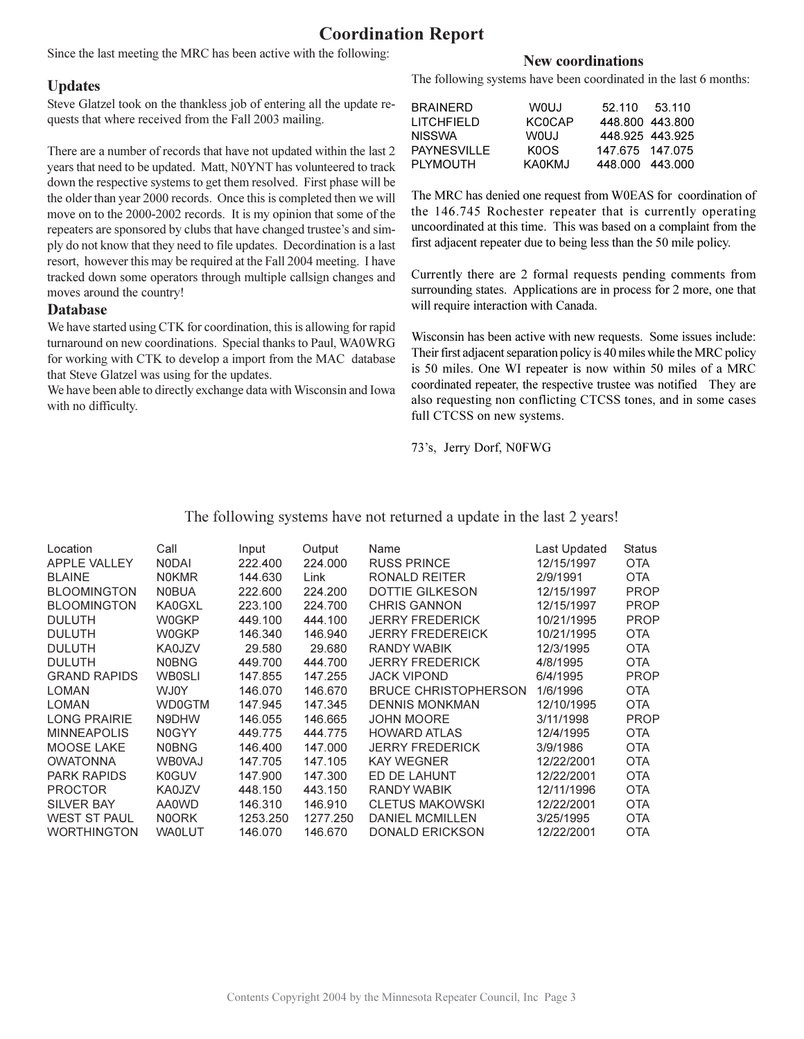# Coordination Report

Since the last meeting the MRC has been active with the following:

## Updates

Steve Glatzel took on the thankless job of entering all the update requests that where received from the Fall 2003 mailing.

There are a number of records that have not updated within the last 2 years that need to be updated. Matt, N0YNT has volunteered to track down the respective systems to get them resolved. First phase will be the older than year 2000 records. Once this is completed then we will move on to the 2000-2002 records. It is my opinion that some of the repeaters are sponsored by clubs that have changed trustee's and simply do not know that they need to file updates. Decordination is a last resort, however this may be required at the Fall 2004 meeting. I have tracked down some operators through multiple callsign changes and moves around the country!

## Database

We have started using CTK for coordination, this is allowing for rapid turnaround on new coordinations. Special thanks to Paul, WA0WRG for working with CTK to develop a import from the MAC database that Steve Glatzel was using for the updates.

We have been able to directly exchange data with Wisconsin and Iowa with no difficulty.

## New coordinations

The following systems have been coordinated in the last 6 months:

| | | | |
|---|---|---|---|
| BRAINERD | W0UJ | 52.110 | 53.110 |
| LITCHFIELD | KC0CAP | 448.800 | 443.800 |
| NISSWA | W0UJ | 448.925 | 443.925 |
| PAYNESVILLE | K0OS | 147.675 | 147.075 |
| PLYMOUTH | KA0KMJ | 448.000 | 443.000 |

The MRC has denied one request from W0EAS for coordination of the 146.745 Rochester repeater that is currently operating uncoordinated at this time. This was based on a complaint from the first adjacent repeater due to being less than the 50 mile policy.

Currently there are 2 formal requests pending comments from surrounding states. Applications are in process for 2 more, one that will require interaction with Canada.

Wisconsin has been active with new requests. Some issues include: Their first adjacent separation policy is 40 miles while the MRC policy is 50 miles. One WI repeater is now within 50 miles of a MRC coordinated repeater, the respective trustee was notified They are also requesting non conflicting CTCSS tones, and in some cases full CTCSS on new systems.

73's, Jerry Dorf, N0FWG

The following systems have not returned a update in the last 2 years!

| Location | Call | Input | Output | Name | Last Updated | Status |
|---|---|---|---|---|---|---|
| APPLE VALLEY | N0DAI | 222.400 | 224.000 | RUSS PRINCE | 12/15/1997 | OTA |
| BLAINE | N0KMR | 144.630 | Link | RONALD REITER | 2/9/1991 | OTA |
| BLOOMINGTON | N0BUA | 222.600 | 224.200 | DOTTIE GILKESON | 12/15/1997 | PROP |
| BLOOMINGTON | KA0GXL | 223.100 | 224.700 | CHRIS GANNON | 12/15/1997 | PROP |
| DULUTH | W0GKP | 449.100 | 444.100 | JERRY FREDERICK | 10/21/1995 | PROP |
| DULUTH | W0GKP | 146.340 | 146.940 | JERRY FREDEREICK | 10/21/1995 | OTA |
| DULUTH | KA0JZV | 29.580 | 29.680 | RANDY WABIK | 12/3/1995 | OTA |
| DULUTH | N0BNG | 449.700 | 444.700 | JERRY FREDERICK | 4/8/1995 | OTA |
| GRAND RAPIDS | WB0SLI | 147.855 | 147.255 | JACK VIPOND | 6/4/1995 | PROP |
| LOMAN | WJ0Y | 146.070 | 146.670 | BRUCE CHRISTOPHERSON | 1/6/1996 | OTA |
| LOMAN | WD0GTM | 147.945 | 147.345 | DENNIS MONKMAN | 12/10/1995 | OTA |
| LONG PRAIRIE | N9DHW | 146.055 | 146.665 | JOHN MOORE | 3/11/1998 | PROP |
| MINNEAPOLIS | N0GYY | 449.775 | 444.775 | HOWARD ATLAS | 12/4/1995 | OTA |
| MOOSE LAKE | N0BNG | 146.400 | 147.000 | JERRY FREDERICK | 3/9/1986 | OTA |
| OWATONNA | WB0VAJ | 147.705 | 147.105 | KAY WEGNER | 12/22/2001 | OTA |
| PARK RAPIDS | K0GUV | 147.900 | 147.300 | ED DE LAHUNT | 12/22/2001 | OTA |
| PROCTOR | KA0JZV | 448.150 | 443.150 | RANDY WABIK | 12/11/1996 | OTA |
| SILVER BAY | AA0WD | 146.310 | 146.910 | CLETUS MAKOWSKI | 12/22/2001 | OTA |
| WEST ST PAUL | N0ORK | 1253.250 | 1277.250 | DANIEL MCMILLEN | 3/25/1995 | OTA |
| WORTHINGTON | WA0LUT | 146.070 | 146.670 | DONALD ERICKSON | 12/22/2001 | OTA |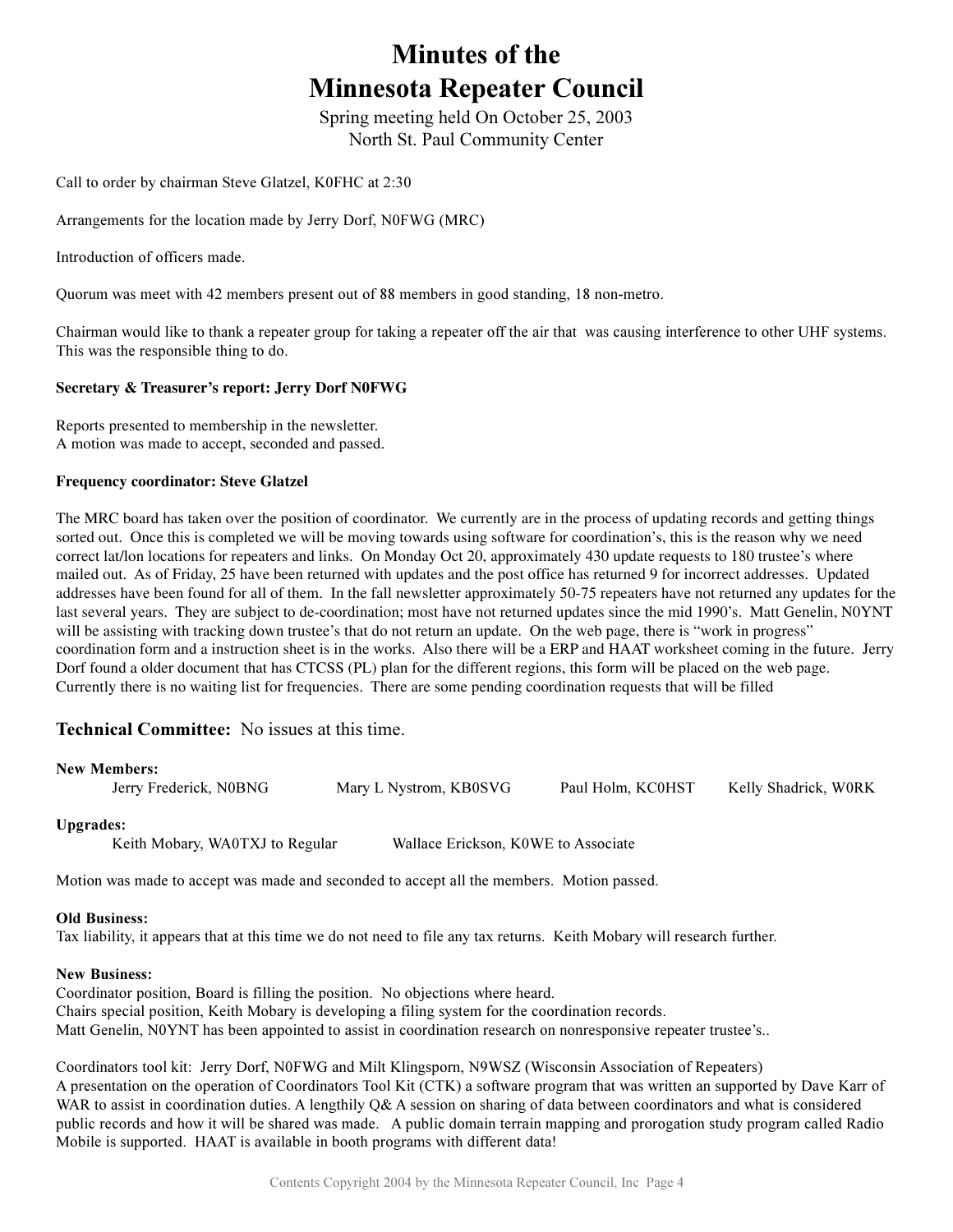# Minutes of the Minnesota Repeater Council

Spring meeting held On October 25, 2003
North St. Paul Community Center

Call to order by chairman Steve Glatzel, K0FHC at 2:30

Arrangements for the location made by Jerry Dorf, N0FWG (MRC)

Introduction of officers made.

Quorum was meet with 42 members present out of 88 members in good standing, 18 non-metro.

Chairman would like to thank a repeater group for taking a repeater off the air that was causing interference to other UHF systems. This was the responsible thing to do.

**Secretary & Treasurer's report: Jerry Dorf N0FWG**

Reports presented to membership in the newsletter.
A motion was made to accept, seconded and passed.

**Frequency coordinator: Steve Glatzel**

The MRC board has taken over the position of coordinator. We currently are in the process of updating records and getting things sorted out. Once this is completed we will be moving towards using software for coordination's, this is the reason why we need correct lat/lon locations for repeaters and links. On Monday Oct 20, approximately 430 update requests to 180 trustee's where mailed out. As of Friday, 25 have been returned with updates and the post office has returned 9 for incorrect addresses. Updated addresses have been found for all of them. In the fall newsletter approximately 50-75 repeaters have not returned any updates for the last several years. They are subject to de-coordination; most have not returned updates since the mid 1990's. Matt Genelin, N0YNT will be assisting with tracking down trustee's that do not return an update. On the web page, there is "work in progress" coordination form and a instruction sheet is in the works. Also there will be a ERP and HAAT worksheet coming in the future. Jerry Dorf found a older document that has CTCSS (PL) plan for the different regions, this form will be placed on the web page. Currently there is no waiting list for frequencies. There are some pending coordination requests that will be filled

## Technical Committee: No issues at this time.

**New Members:**

Jerry Frederick, N0BNG — Mary L Nystrom, KB0SVG — Paul Holm, KC0HST — Kelly Shadrick, W0RK

**Upgrades:**

Keith Mobary, WA0TXJ to Regular — Wallace Erickson, K0WE to Associate

Motion was made to accept was made and seconded to accept all the members. Motion passed.

**Old Business:**
Tax liability, it appears that at this time we do not need to file any tax returns. Keith Mobary will research further.

**New Business:**
Coordinator position, Board is filling the position. No objections where heard.
Chairs special position, Keith Mobary is developing a filing system for the coordination records.
Matt Genelin, N0YNT has been appointed to assist in coordination research on nonresponsive repeater trustee's..

Coordinators tool kit: Jerry Dorf, N0FWG and Milt Klingsporn, N9WSZ (Wisconsin Association of Repeaters)
A presentation on the operation of Coordinators Tool Kit (CTK) a software program that was written an supported by Dave Karr of WAR to assist in coordination duties. A lengthily Q& A session on sharing of data between coordinators and what is considered public records and how it will be shared was made. A public domain terrain mapping and prorogation study program called Radio Mobile is supported. HAAT is available in booth programs with different data!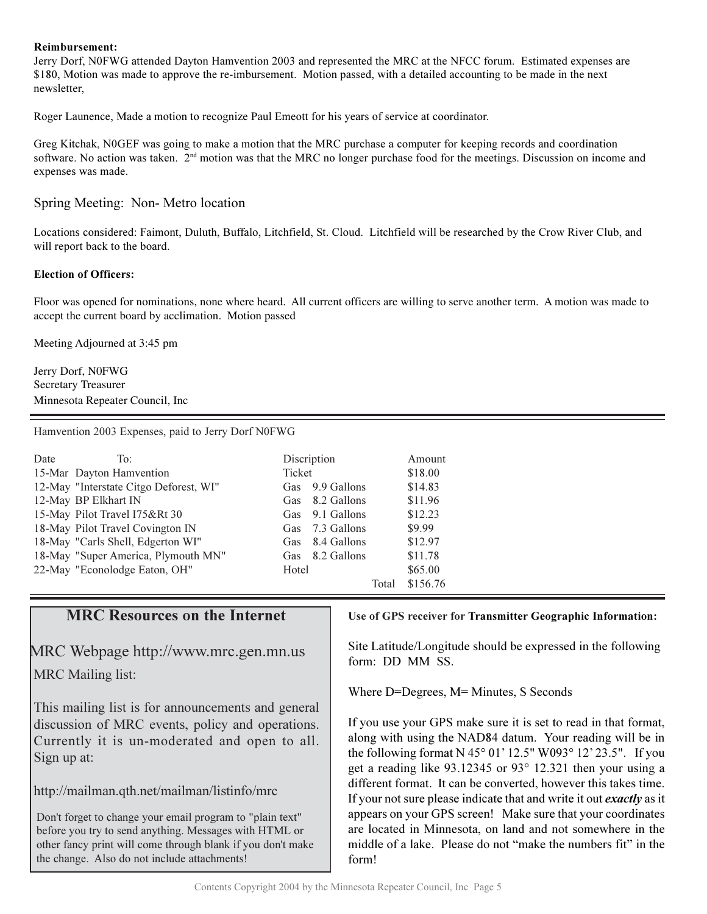**Reimbursement:**

Jerry Dorf, N0FWG attended Dayton Hamvention 2003 and represented the MRC at the NFCC forum. Estimated expenses are $180, Motion was made to approve the re-imbursement. Motion passed, with a detailed accounting to be made in the next newsletter,

Roger Launence, Made a motion to recognize Paul Emeott for his years of service at coordinator.

Greg Kitchak, N0GEF was going to make a motion that the MRC purchase a computer for keeping records and coordination software. No action was taken. 2nd motion was that the MRC no longer purchase food for the meetings. Discussion on income and expenses was made.

Spring Meeting: Non- Metro location

Locations considered: Faimont, Duluth, Buffalo, Litchfield, St. Cloud. Litchfield will be researched by the Crow River Club, and will report back to the board.

**Election of Officers:**

Floor was opened for nominations, none where heard. All current officers are willing to serve another term. A motion was made to accept the current board by acclimation. Motion passed

Meeting Adjourned at 3:45 pm

Jerry Dorf, N0FWG
Secretary Treasurer
Minnesota Repeater Council, Inc

---

Hamvention 2003 Expenses, paid to Jerry Dorf N0FWG

| Date | To: | Discription | Amount |
|---|---|---|---|
| 15-Mar | Dayton Hamvention | Ticket | $18.00 |
| 12-May | "Interstate Citgo Deforest, WI" | Gas 9.9 Gallons | $14.83 |
| 12-May | BP Elkhart IN | Gas 8.2 Gallons | $11.96 |
| 15-May | Pilot Travel I75&Rt 30 | Gas 9.1 Gallons | $12.23 |
| 18-May | Pilot Travel Covington IN | Gas 7.3 Gallons | $9.99 |
| 18-May | "Carls Shell, Edgerton WI" | Gas 8.4 Gallons | $12.97 |
| 18-May | "Super America, Plymouth MN" | Gas 8.2 Gallons | $11.78 |
| 22-May | "Econolodge Eaton, OH" | Hotel | $65.00 |
| | | Total | $156.76 |

---

## MRC Resources on the Internet

MRC Webpage http://www.mrc.gen.mn.us

MRC Mailing list:

This mailing list is for announcements and general discussion of MRC events, policy and operations. Currently it is un-moderated and open to all. Sign up at:

http://mailman.qth.net/mailman/listinfo/mrc

Don't forget to change your email program to "plain text" before you try to send anything. Messages with HTML or other fancy print will come through blank if you don't make the change. Also do not include attachments!

**Use of GPS receiver for Transmitter Geographic Information:**

Site Latitude/Longitude should be expressed in the following form: DD MM SS.

Where D=Degrees, M= Minutes, S Seconds

If you use your GPS make sure it is set to read in that format, along with using the NAD84 datum. Your reading will be in the following format N 45° 01' 12.5" W093° 12' 23.5". If you get a reading like 93.12345 or 93° 12.321 then your using a different format. It can be converted, however this takes time. If your not sure please indicate that and write it out ***exactly*** as it appears on your GPS screen! Make sure that your coordinates are located in Minnesota, on land and not somewhere in the middle of a lake. Please do not "make the numbers fit" in the form!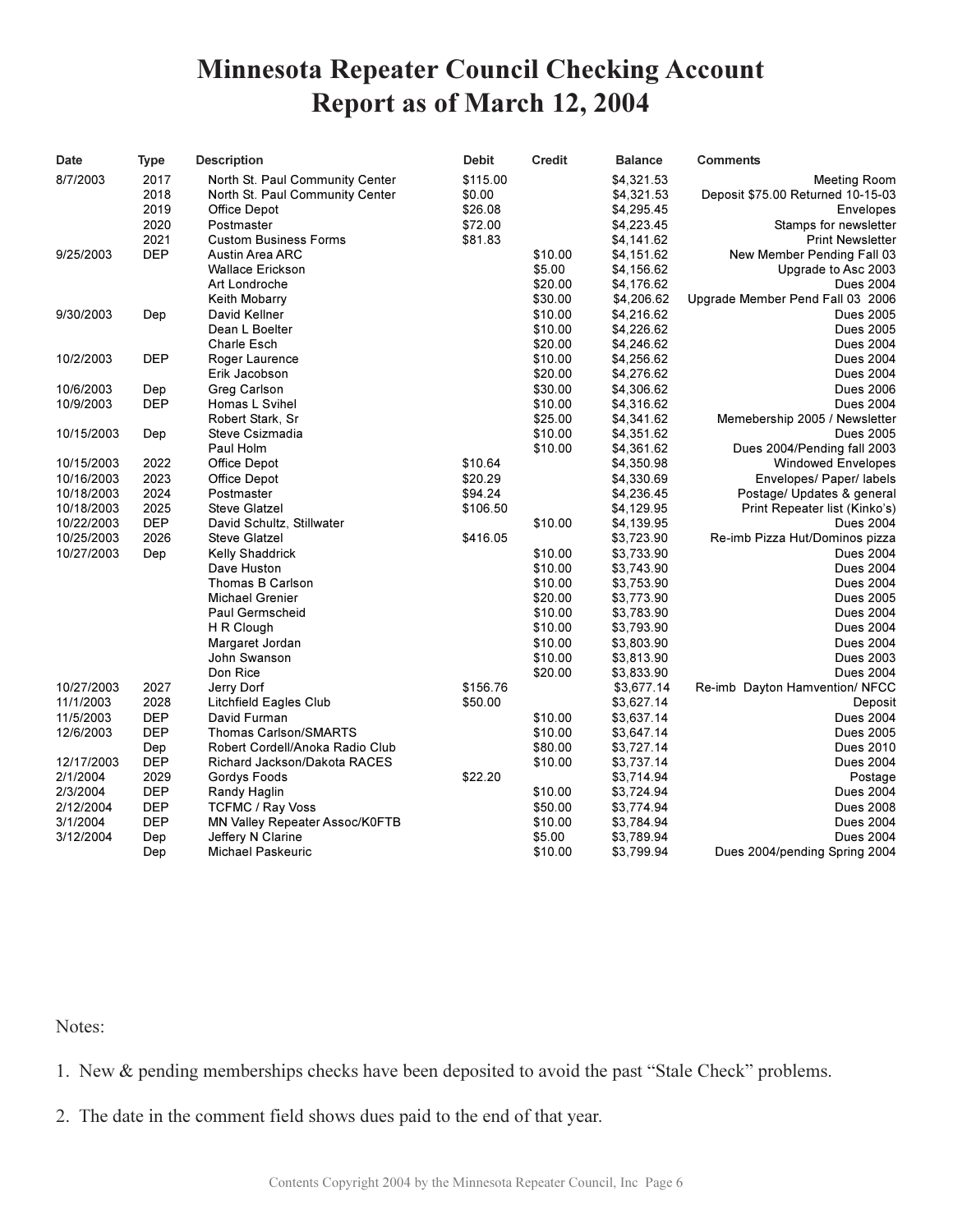# Minnesota Repeater Council Checking Account
# Report as of March 12, 2004

| Date | Type | Description | Debit | Credit | Balance | Comments |
|---|---|---|---|---|---|---|
| 8/7/2003 | 2017 | North St. Paul Community Center | $115.00 | | $4,321.53 | Meeting Room |
| | 2018 | North St. Paul Community Center | $0.00 | | $4,321.53 | Deposit $75.00 Returned 10-15-03 |
| | 2019 | Office Depot | $26.08 | | $4,295.45 | Envelopes |
| | 2020 | Postmaster | $72.00 | | $4,223.45 | Stamps for newsletter |
| | 2021 | Custom Business Forms | $81.83 | | $4,141.62 | Print Newsletter |
| 9/25/2003 | DEP | Austin Area ARC | | $10.00 | $4,151.62 | New Member Pending Fall 03 |
| | | Wallace Erickson | | $5.00 | $4,156.62 | Upgrade to Asc 2003 |
| | | Art Londroche | | $20.00 | $4,176.62 | Dues 2004 |
| | | Keith Mobarry | | $30.00 | $4,206.62 | Upgrade Member Pend Fall 03 2006 |
| 9/30/2003 | Dep | David Kellner | | $10.00 | $4,216.62 | Dues 2005 |
| | | Dean L Boelter | | $10.00 | $4,226.62 | Dues 2005 |
| | | Charle Esch | | $20.00 | $4,246.62 | Dues 2004 |
| 10/2/2003 | DEP | Roger Laurence | | $10.00 | $4,256.62 | Dues 2004 |
| | | Erik Jacobson | | $20.00 | $4,276.62 | Dues 2004 |
| 10/6/2003 | Dep | Greg Carlson | | $30.00 | $4,306.62 | Dues 2006 |
| 10/9/2003 | DEP | Homas L Svihel | | $10.00 | $4,316.62 | Dues 2004 |
| | | Robert Stark, Sr | | $25.00 | $4,341.62 | Memebership 2005 / Newsletter |
| 10/15/2003 | Dep | Steve Csizmadia | | $10.00 | $4,351.62 | Dues 2005 |
| | | Paul Holm | | $10.00 | $4,361.62 | Dues 2004/Pending fall 2003 |
| 10/15/2003 | 2022 | Office Depot | $10.64 | | $4,350.98 | Windowed Envelopes |
| 10/16/2003 | 2023 | Office Depot | $20.29 | | $4,330.69 | Envelopes/ Paper/ labels |
| 10/18/2003 | 2024 | Postmaster | $94.24 | | $4,236.45 | Postage/ Updates & general |
| 10/18/2003 | 2025 | Steve Glatzel | $106.50 | | $4,129.95 | Print Repeater list (Kinko's) |
| 10/22/2003 | DEP | David Schultz, Stillwater | | $10.00 | $4,139.95 | Dues 2004 |
| 10/25/2003 | 2026 | Steve Glatzel | $416.05 | | $3,723.90 | Re-imb Pizza Hut/Dominos pizza |
| 10/27/2003 | Dep | Kelly Shaddrick | | $10.00 | $3,733.90 | Dues 2004 |
| | | Dave Huston | | $10.00 | $3,743.90 | Dues 2004 |
| | | Thomas B Carlson | | $10.00 | $3,753.90 | Dues 2004 |
| | | Michael Grenier | | $20.00 | $3,773.90 | Dues 2005 |
| | | Paul Germscheid | | $10.00 | $3,783.90 | Dues 2004 |
| | | H R Clough | | $10.00 | $3,793.90 | Dues 2004 |
| | | Margaret Jordan | | $10.00 | $3,803.90 | Dues 2004 |
| | | John Swanson | | $10.00 | $3,813.90 | Dues 2003 |
| | | Don Rice | | $20.00 | $3,833.90 | Dues 2004 |
| 10/27/2003 | 2027 | Jerry Dorf | $156.76 | | $3,677.14 | Re-imb Dayton Hamvention/ NFCC |
| 11/1/2003 | 2028 | Litchfield Eagles Club | $50.00 | | $3,627.14 | Deposit |
| 11/5/2003 | DEP | David Furman | | $10.00 | $3,637.14 | Dues 2004 |
| 12/6/2003 | DEP | Thomas Carlson/SMARTS | | $10.00 | $3,647.14 | Dues 2005 |
| | Dep | Robert Cordell/Anoka Radio Club | | $80.00 | $3,727.14 | Dues 2010 |
| 12/17/2003 | DEP | Richard Jackson/Dakota RACES | | $10.00 | $3,737.14 | Dues 2004 |
| 2/1/2004 | 2029 | Gordys Foods | $22.20 | | $3,714.94 | Postage |
| 2/3/2004 | DEP | Randy Haglin | | $10.00 | $3,724.94 | Dues 2004 |
| 2/12/2004 | DEP | TCFMC / Ray Voss | | $50.00 | $3,774.94 | Dues 2008 |
| 3/1/2004 | DEP | MN Valley Repeater Assoc/K0FTB | | $10.00 | $3,784.94 | Dues 2004 |
| 3/12/2004 | Dep | Jeffery N Clarine | | $5.00 | $3,789.94 | Dues 2004 |
| | Dep | Michael Paskeuric | | $10.00 | $3,799.94 | Dues 2004/pending Spring 2004 |

Notes:

1. New & pending memberships checks have been deposited to avoid the past "Stale Check" problems.

2. The date in the comment field shows dues paid to the end of that year.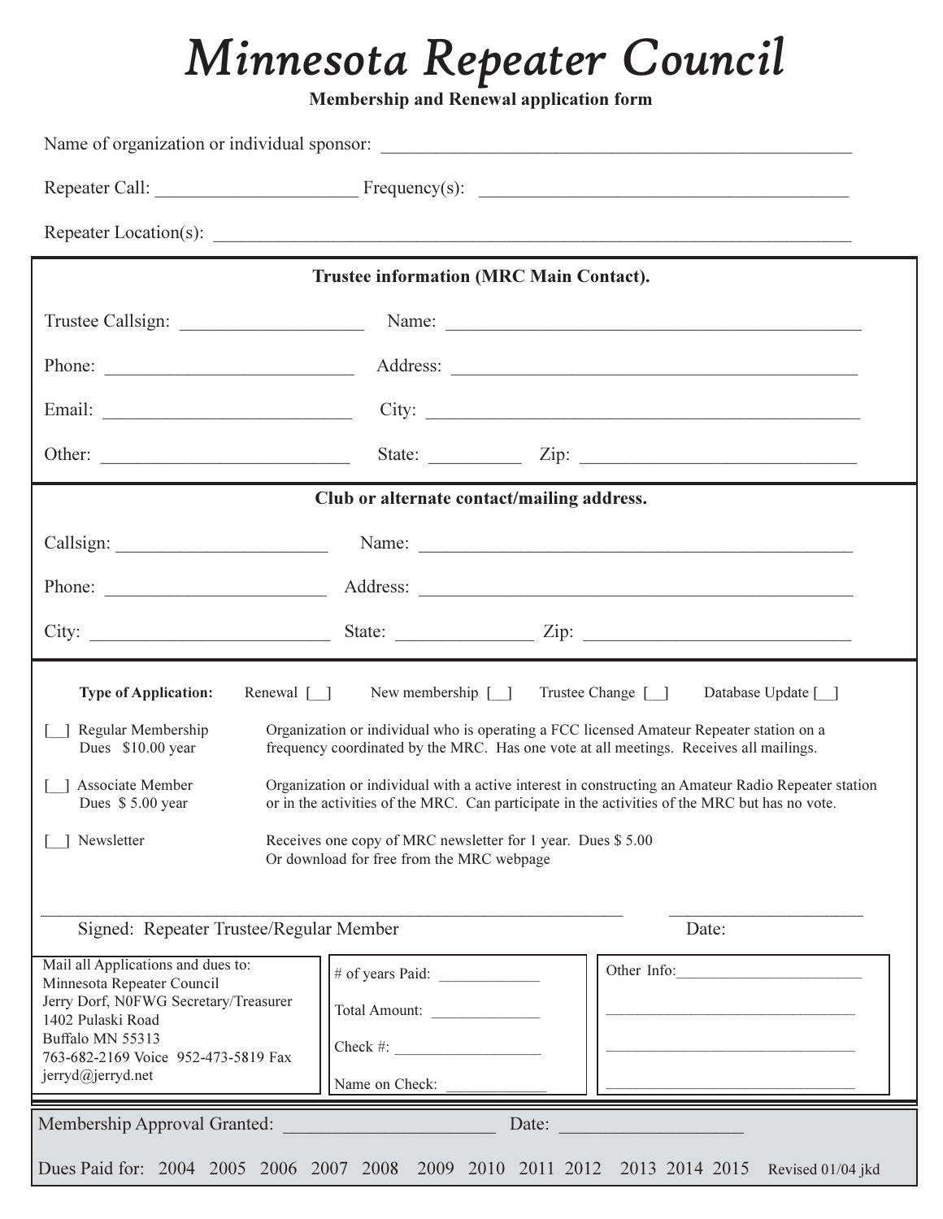# *Minnesota Repeater Council*

**Membership and Renewal application form**

Name of organization or individual sponsor: ____________________________________________________

Repeater Call: ______________________ Frequency(s): ________________________________________

Repeater Location(s): ______________________________________________________________________

**Trustee information (MRC Main Contact).**

Trustee Callsign: ____________________ Name: ______________________________________________

Phone: ___________________________ Address: _____________________________________________

Email: ___________________________ City: ________________________________________________

Other: ___________________________ State: __________ Zip: ______________________________

**Club or alternate contact/mailing address.**

Callsign: _______________________ Name: _________________________________________________

Phone: _________________________ Address: _______________________________________________

City: __________________________ State: _______________ Zip: ____________________________

**Type of Application:** Renewal [__] New membership [__] Trustee Change [__] Database Update [__]

[__] Regular Membership Dues $10.00 year — Organization or individual who is operating a FCC licensed Amateur Repeater station on a frequency coordinated by the MRC. Has one vote at all meetings. Receives all mailings.

[__] Associate Member Dues $ 5.00 year — Organization or individual with a active interest in constructing an Amateur Radio Repeater station or in the activities of the MRC. Can participate in the activities of the MRC but has no vote.

[__] Newsletter — Receives one copy of MRC newsletter for 1 year. Dues $ 5.00
Or download for free from the MRC webpage

_____________________________________________________________ _____________________

Signed: Repeater Trustee/Regular Member Date:

Mail all Applications and dues to:
Minnesota Repeater Council
Jerry Dorf, N0FWG Secretary/Treasurer
1402 Pulaski Road
Buffalo MN 55313
763-682-2169 Voice 952-473-5819 Fax
jerryd@jerryd.net

# of years Paid: ____________

Total Amount: ______________

Check #: __________________

Name on Check: _____________

Other Info:________________________

__________________________________

__________________________________

__________________________________

Membership Approval Granted: ______________________ Date: ___________________

Dues Paid for: 2004 2005 2006 2007 2008 2009 2010 2011 2012 2013 2014 2015 Revised 01/04 jkd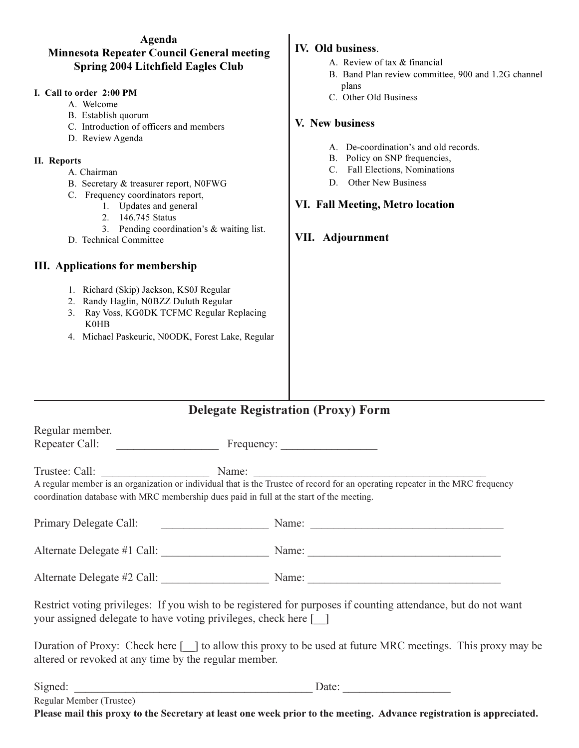## Agenda
## Minnesota Repeater Council General meeting
## Spring 2004 Litchfield Eagles Club

**I. Call to order 2:00 PM**

A. Welcome
B. Establish quorum
C. Introduction of officers and members
D. Review Agenda

**II. Reports**

A. Chairman
B. Secretary & treasurer report, N0FWG
C. Frequency coordinators report,
   1. Updates and general
   2. 146.745 Status
   3. Pending coordination's & waiting list.
D. Technical Committee

### III. Applications for membership

1. Richard (Skip) Jackson, KS0J Regular
2. Randy Haglin, N0BZZ Duluth Regular
3. Ray Voss, KG0DK TCFMC Regular Replacing K0HB
4. Michael Paskeuric, N0ODK, Forest Lake, Regular

### IV. Old business.

A. Review of tax & financial
B. Band Plan review committee, 900 and 1.2G channel plans
C. Other Old Business

### V. New business

A. De-coordination's and old records.
B. Policy on SNP frequencies,
C. Fall Elections, Nominations
D. Other New Business

### VI. Fall Meeting, Metro location

### VII. Adjournment

---

## Delegate Registration (Proxy) Form

Regular member.
Repeater Call: __________________ Frequency: ________________

Trustee: Call: __________________ Name: __________________________________________

A regular member is an organization or individual that is the Trustee of record for an operating repeater in the MRC frequency coordination database with MRC membership dues paid in full at the start of the meeting.

Primary Delegate Call: __________________ Name: ___________________________________

Alternate Delegate #1 Call: __________________ Name: ___________________________________

Alternate Delegate #2 Call: __________________ Name: ___________________________________

Restrict voting privileges: If you wish to be registered for purposes if counting attendance, but do not want your assigned delegate to have voting privileges, check here [__]

Duration of Proxy: Check here [__] to allow this proxy to be used at future MRC meetings. This proxy may be altered or revoked at any time by the regular member.

Signed: __________________________________________ Date: __________________
Regular Member (Trustee)

**Please mail this proxy to the Secretary at least one week prior to the meeting. Advance registration is appreciated.**